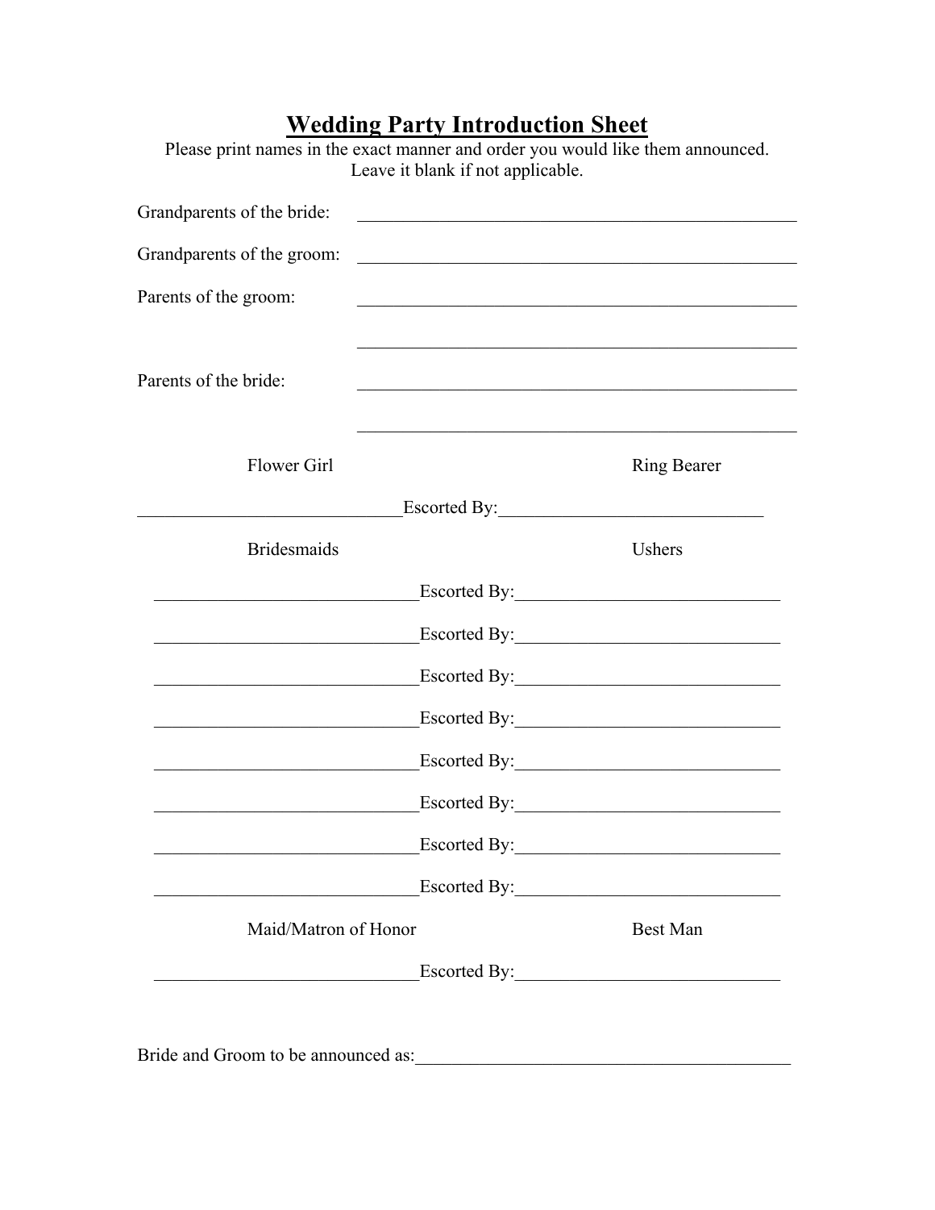# Wedding Party Introduction Sheet

Please print names in the exact manner and order you would like them announced.
Leave it blank if not applicable.

Grandparents of the bride: ______________________________________________

Grandparents of the groom: ______________________________________________

Parents of the groom: ______________________________________________

______________________________________________

Parents of the bride: ______________________________________________

______________________________________________

| Flower Girl | | Ring Bearer |
|---|---|---|
| ____________________________ | Escorted By: | ____________________________ |

| Bridesmaids | | Ushers |
|---|---|---|
| ____________________________ | Escorted By: | ____________________________ |
| ____________________________ | Escorted By: | ____________________________ |
| ____________________________ | Escorted By: | ____________________________ |
| ____________________________ | Escorted By: | ____________________________ |
| ____________________________ | Escorted By: | ____________________________ |
| ____________________________ | Escorted By: | ____________________________ |
| ____________________________ | Escorted By: | ____________________________ |
| ____________________________ | Escorted By: | ____________________________ |

| Maid/Matron of Honor | | Best Man |
|---|---|---|
| ____________________________ | Escorted By: | ____________________________ |

Bride and Groom to be announced as: ________________________________________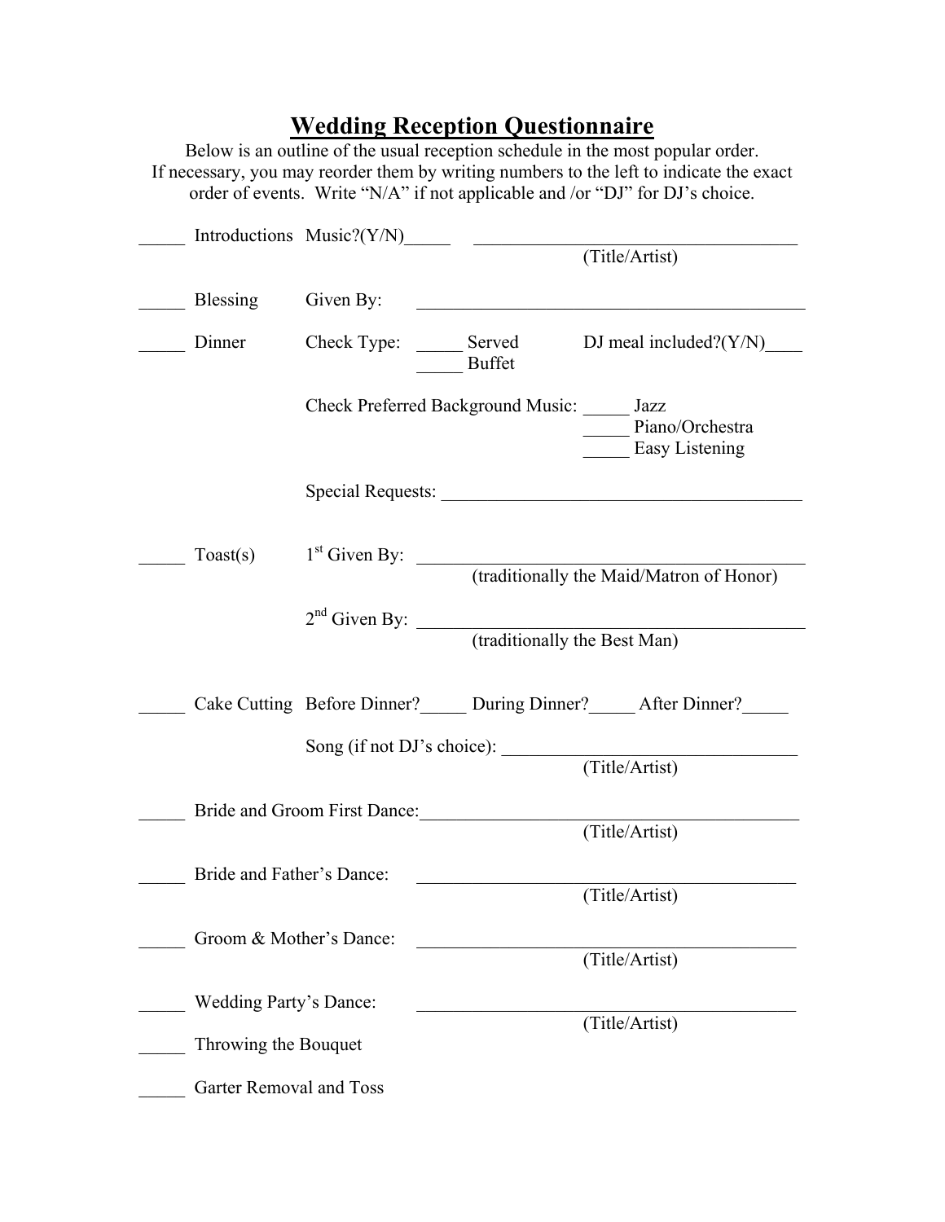# Wedding Reception Questionnaire

Below is an outline of the usual reception schedule in the most popular order.
If necessary, you may reorder them by writing numbers to the left to indicate the exact order of events. Write "N/A" if not applicable and /or "DJ" for DJ's choice.

_____ Introductions Music?(Y/N)_____ ________________________________________
(Title/Artist)

_____ Blessing Given By: ________________________________________

_____ Dinner Check Type: _____ Served _____ Buffet DJ meal included?(Y/N)____

Check Preferred Background Music: _____ Jazz
_____ Piano/Orchestra
_____ Easy Listening

Special Requests: ________________________________________

_____ Toast(s) 1st Given By: ________________________________________
(traditionally the Maid/Matron of Honor)

2nd Given By: ________________________________________
(traditionally the Best Man)

_____ Cake Cutting Before Dinner?_____ During Dinner?_____ After Dinner?_____

Song (if not DJ's choice): ________________________________________
(Title/Artist)

_____ Bride and Groom First Dance:________________________________________
(Title/Artist)

_____ Bride and Father's Dance: ________________________________________
(Title/Artist)

_____ Groom & Mother's Dance: ________________________________________
(Title/Artist)

_____ Wedding Party's Dance: ________________________________________
(Title/Artist)

_____ Throwing the Bouquet

_____ Garter Removal and Toss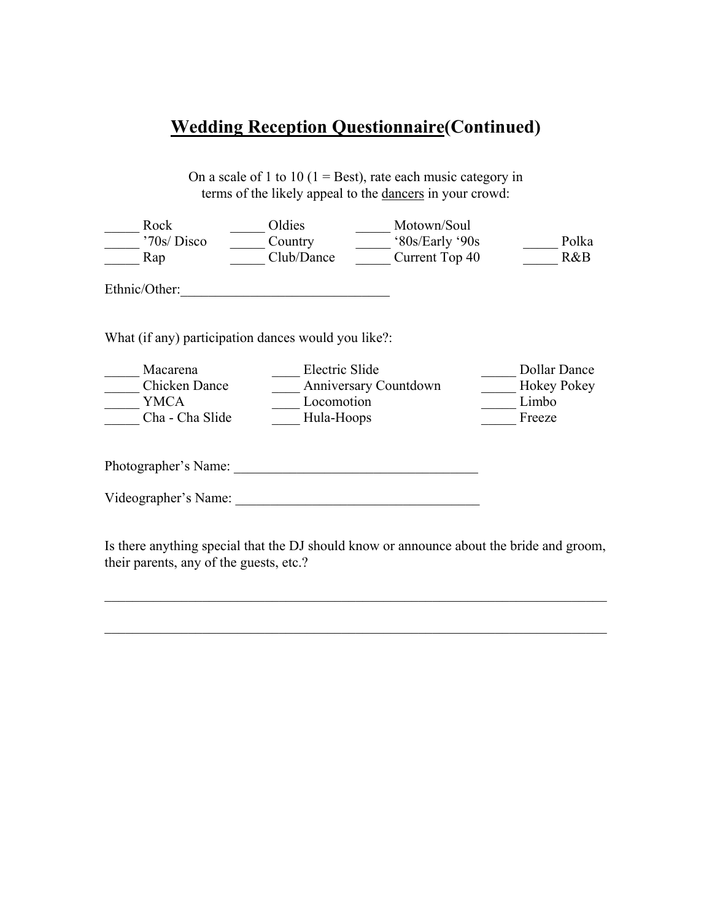# Wedding Reception Questionnaire(Continued)

On a scale of 1 to 10 (1 = Best), rate each music category in terms of the likely appeal to the dancers in your crowd:

| | | | |
|---|---|---|---|
| _____ Rock | _____ Oldies | _____ Motown/Soul | |
| _____ ’70s/ Disco | _____ Country | _____ ‘80s/Early ‘90s | _____ Polka |
| _____ Rap | _____ Club/Dance | _____ Current Top 40 | _____ R&B |

Ethnic/Other:______________________________

What (if any) participation dances would you like?:

| | | |
|---|---|---|
| _____ Macarena | ____ Electric Slide | _____ Dollar Dance |
| _____ Chicken Dance | ____ Anniversary Countdown | _____ Hokey Pokey |
| _____ YMCA | ____ Locomotion | _____ Limbo |
| _____ Cha - Cha Slide | ____ Hula-Hoops | _____ Freeze |

Photographer’s Name: ___________________________________

Videographer’s Name: ___________________________________

Is there anything special that the DJ should know or announce about the bride and groom, their parents, any of the guests, etc.?

_________________________________________________________________________

_________________________________________________________________________